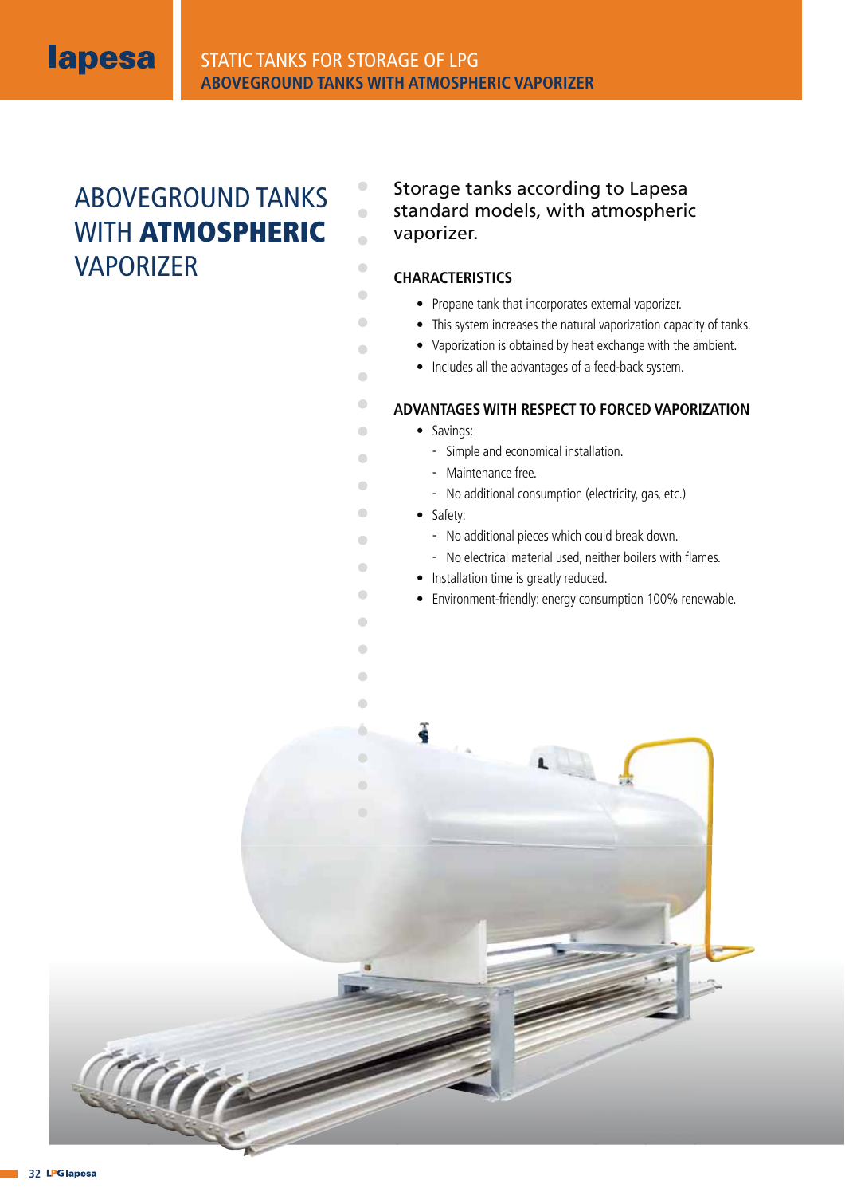# ABOVEGROUND TANKS WITH **ATMOSPHERIC** VAPORIZER

Storage tanks according to Lapesa standard models, with atmospheric vaporizer.

## CHARACTERISTICS

- Propane tank that incorporates external vaporizer.
- This system increases the natural vaporization capacity of tanks.
- Vaporization is obtained by heat exchange with the ambient.
- Includes all the advantages of a feed-back system.

## ADVANTAGES WITH RESPECT TO FORCED VAPORIZATION

- Savings:
  - Simple and economical installation.
  - Maintenance free.
  - No additional consumption (electricity, gas, etc.)
- Safety:
  - No additional pieces which could break down.
  - No electrical material used, neither boilers with flames.
- Installation time is greatly reduced.
- Environment-friendly: energy consumption 100% renewable.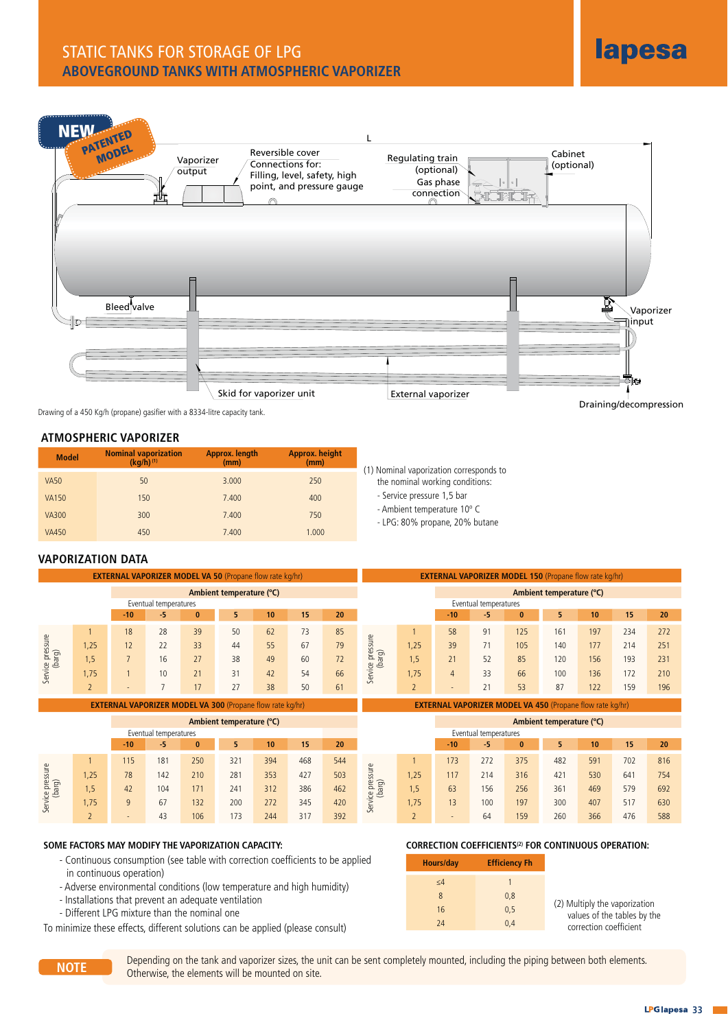# STATIC TANKS FOR STORAGE OF LPG
## ABOVEGROUND TANKS WITH ATMOSPHERIC VAPORIZER

NEW PATENTED MODEL

L

Vaporizer output

Reversible cover
Connections for:
Filling, level, safety, high point, and pressure gauge

Regulating train (optional)
Gas phase connection

Cabinet (optional)

Bleed valve

Vaporizer input

Skid for vaporizer unit

External vaporizer

Draining/decompression

Drawing of a 450 Kg/h (propane) gasifier with a 8334-litre capacity tank.

### ATMOSPHERIC VAPORIZER

| Model | Nominal vaporization (kg/h) (1) | Approx. length (mm) | Approx. height (mm) |
|---|---|---|---|
| VA50 | 50 | 3.000 | 250 |
| VA150 | 150 | 7.400 | 400 |
| VA300 | 300 | 7.400 | 750 |
| VA450 | 450 | 7.400 | 1.000 |

(1) Nominal vaporization corresponds to the nominal working conditions:
- Service pressure 1,5 bar
- Ambient temperature 10° C
- LPG: 80% propane, 20% butane

### VAPORIZATION DATA

**EXTERNAL VAPORIZER MODEL VA 50** (Propane flow rate kg/hr)

| Service pressure (barg) | Ambient temperature (°C) – Eventual temperatures: -10 | -5 | 0 | 5 | 10 | 15 | 20 |
|---|---|---|---|---|---|---|---|
| 1 | 18 | 28 | 39 | 50 | 62 | 73 | 85 |
| 1,25 | 12 | 22 | 33 | 44 | 55 | 67 | 79 |
| 1,5 | 7 | 16 | 27 | 38 | 49 | 60 | 72 |
| 1,75 | 1 | 10 | 21 | 31 | 42 | 54 | 66 |
| 2 | - | 7 | 17 | 27 | 38 | 50 | 61 |

**EXTERNAL VAPORIZER MODEL 150** (Propane flow rate kg/hr)

| Service pressure (barg) | Ambient temperature (°C) – Eventual temperatures: -10 | -5 | 0 | 5 | 10 | 15 | 20 |
|---|---|---|---|---|---|---|---|
| 1 | 58 | 91 | 125 | 161 | 197 | 234 | 272 |
| 1,25 | 39 | 71 | 105 | 140 | 177 | 214 | 251 |
| 1,5 | 21 | 52 | 85 | 120 | 156 | 193 | 231 |
| 1,75 | 4 | 33 | 66 | 100 | 136 | 172 | 210 |
| 2 | - | 21 | 53 | 87 | 122 | 159 | 196 |

**EXTERNAL VAPORIZER MODEL VA 300** (Propane flow rate kg/hr)

| Service pressure (barg) | Ambient temperature (°C) – Eventual temperatures: -10 | -5 | 0 | 5 | 10 | 15 | 20 |
|---|---|---|---|---|---|---|---|
| 1 | 115 | 181 | 250 | 321 | 394 | 468 | 544 |
| 1,25 | 78 | 142 | 210 | 281 | 353 | 427 | 503 |
| 1,5 | 42 | 104 | 171 | 241 | 312 | 386 | 462 |
| 1,75 | 9 | 67 | 132 | 200 | 272 | 345 | 420 |
| 2 | - | 43 | 106 | 173 | 244 | 317 | 392 |

**EXTERNAL VAPORIZER MODEL VA 450** (Propane flow rate kg/hr)

| Service pressure (barg) | Ambient temperature (°C) – Eventual temperatures: -10 | -5 | 0 | 5 | 10 | 15 | 20 |
|---|---|---|---|---|---|---|---|
| 1 | 173 | 272 | 375 | 482 | 591 | 702 | 816 |
| 1,25 | 117 | 214 | 316 | 421 | 530 | 641 | 754 |
| 1,5 | 63 | 156 | 256 | 361 | 469 | 579 | 692 |
| 1,75 | 13 | 100 | 197 | 300 | 407 | 517 | 630 |
| 2 | - | 64 | 159 | 260 | 366 | 476 | 588 |

**SOME FACTORS MAY MODIFY THE VAPORIZATION CAPACITY:**

- Continuous consumption (see table with correction coefficients to be applied in continuous operation)
- Adverse environmental conditions (low temperature and high humidity)
- Installations that prevent an adequate ventilation
- Different LPG mixture than the nominal one

To minimize these effects, different solutions can be applied (please consult)

**CORRECTION COEFFICIENTS(2) FOR CONTINUOUS OPERATION:**

| Hours/day | Efficiency Fh |
|---|---|
| ≤4 | 1 |
| 8 | 0,8 |
| 16 | 0,5 |
| 24 | 0,4 |

(2) Multiply the vaporization values of the tables by the correction coefficient

**NOTE** Depending on the tank and vaporizer sizes, the unit can be sent completely mounted, including the piping between both elements. Otherwise, the elements will be mounted on site.